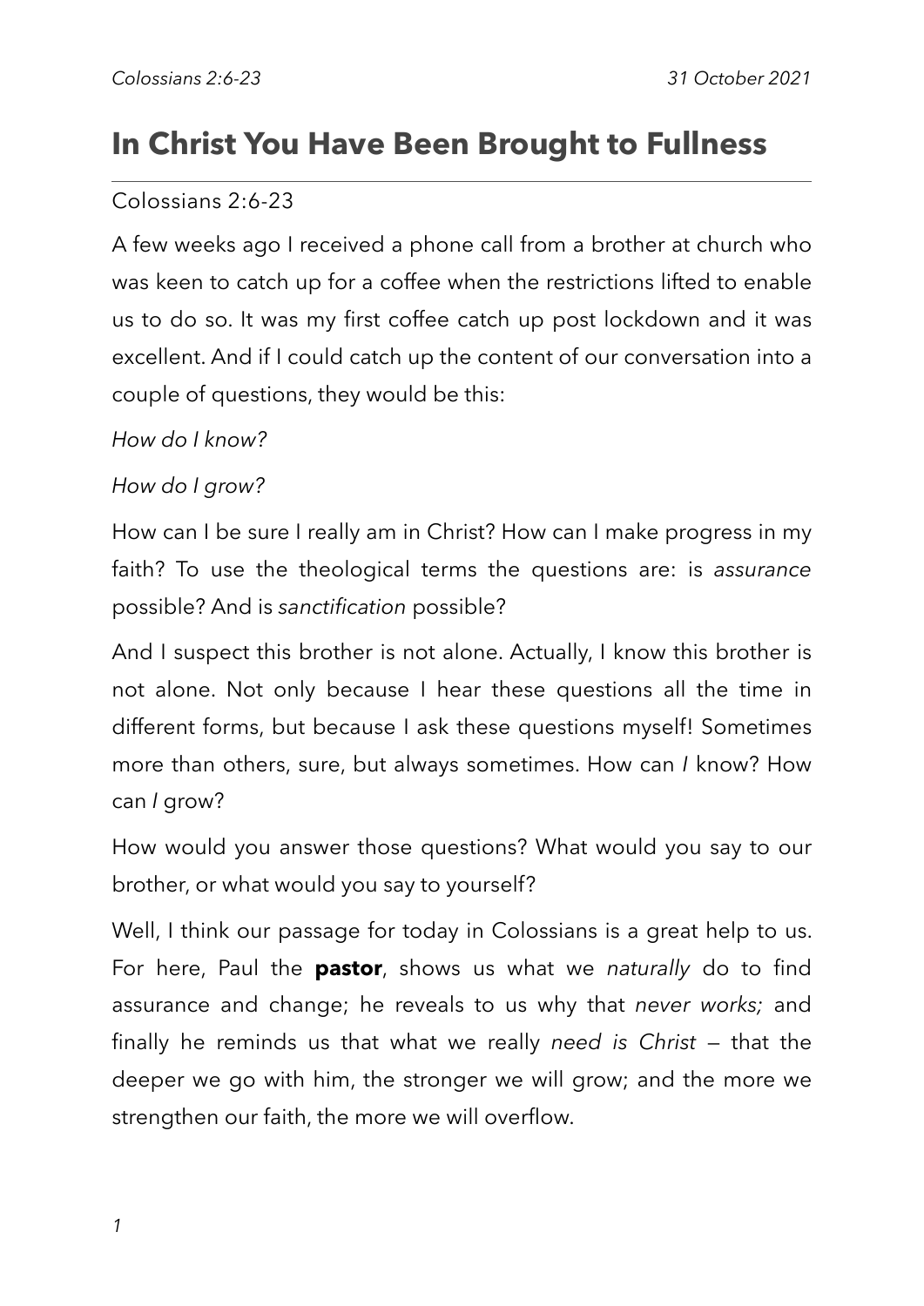# In Christ You Have Been Brought to Fullness

Colossians 2:6-23

A few weeks ago I received a phone call from a brother at church who was keen to catch up for a coffee when the restrictions lifted to enable us to do so. It was my first coffee catch up post lockdown and it was excellent. And if I could catch up the content of our conversation into a couple of questions, they would be this:

*How do I know?*

*How do I grow?*

How can I be sure I really am in Christ? How can I make progress in my faith? To use the theological terms the questions are: is *assurance* possible? And is *sanctification* possible?

And I suspect this brother is not alone. Actually, I know this brother is not alone. Not only because I hear these questions all the time in different forms, but because I ask these questions myself! Sometimes more than others, sure, but always sometimes. How can *I* know? How can *I* grow?

How would you answer those questions? What would you say to our brother, or what would you say to yourself?

Well, I think our passage for today in Colossians is a great help to us. For here, Paul the **pastor**, shows us what we *naturally* do to find assurance and change; he reveals to us why that *never works;* and finally he reminds us that what we really *need is Christ* — that the deeper we go with him, the stronger we will grow; and the more we strengthen our faith, the more we will overflow.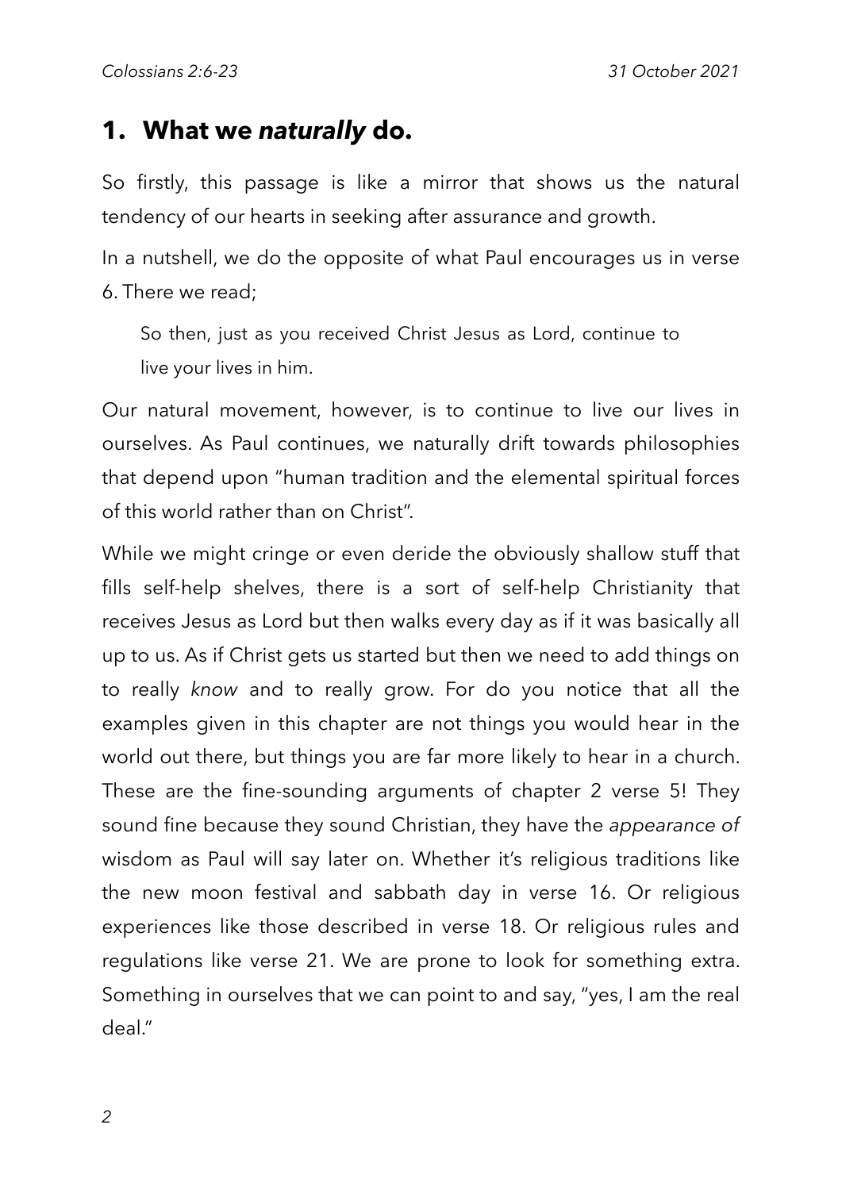## 1. What we *naturally* do.

So firstly, this passage is like a mirror that shows us the natural tendency of our hearts in seeking after assurance and growth.

In a nutshell, we do the opposite of what Paul encourages us in verse 6. There we read;

> So then, just as you received Christ Jesus as Lord, continue to live your lives in him.

Our natural movement, however, is to continue to live our lives in ourselves. As Paul continues, we naturally drift towards philosophies that depend upon "human tradition and the elemental spiritual forces of this world rather than on Christ".

While we might cringe or even deride the obviously shallow stuff that fills self-help shelves, there is a sort of self-help Christianity that receives Jesus as Lord but then walks every day as if it was basically all up to us. As if Christ gets us started but then we need to add things on to really *know* and to really grow. For do you notice that all the examples given in this chapter are not things you would hear in the world out there, but things you are far more likely to hear in a church. These are the fine-sounding arguments of chapter 2 verse 5! They sound fine because they sound Christian, they have the *appearance of* wisdom as Paul will say later on. Whether it's religious traditions like the new moon festival and sabbath day in verse 16. Or religious experiences like those described in verse 18. Or religious rules and regulations like verse 21. We are prone to look for something extra. Something in ourselves that we can point to and say, "yes, I am the real deal."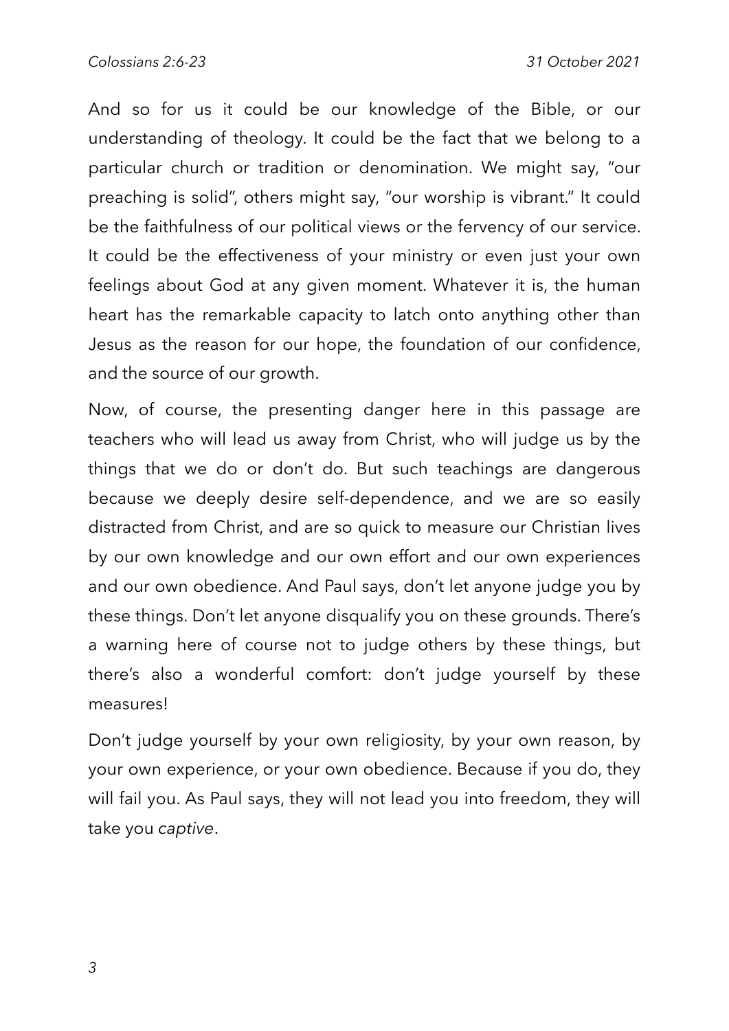And so for us it could be our knowledge of the Bible, or our understanding of theology. It could be the fact that we belong to a particular church or tradition or denomination. We might say, "our preaching is solid", others might say, "our worship is vibrant." It could be the faithfulness of our political views or the fervency of our service. It could be the effectiveness of your ministry or even just your own feelings about God at any given moment. Whatever it is, the human heart has the remarkable capacity to latch onto anything other than Jesus as the reason for our hope, the foundation of our confidence, and the source of our growth.

Now, of course, the presenting danger here in this passage are teachers who will lead us away from Christ, who will judge us by the things that we do or don't do. But such teachings are dangerous because we deeply desire self-dependence, and we are so easily distracted from Christ, and are so quick to measure our Christian lives by our own knowledge and our own effort and our own experiences and our own obedience. And Paul says, don't let anyone judge you by these things. Don't let anyone disqualify you on these grounds. There's a warning here of course not to judge others by these things, but there's also a wonderful comfort: don't judge yourself by these measures!

Don't judge yourself by your own religiosity, by your own reason, by your own experience, or your own obedience. Because if you do, they will fail you. As Paul says, they will not lead you into freedom, they will take you *captive*.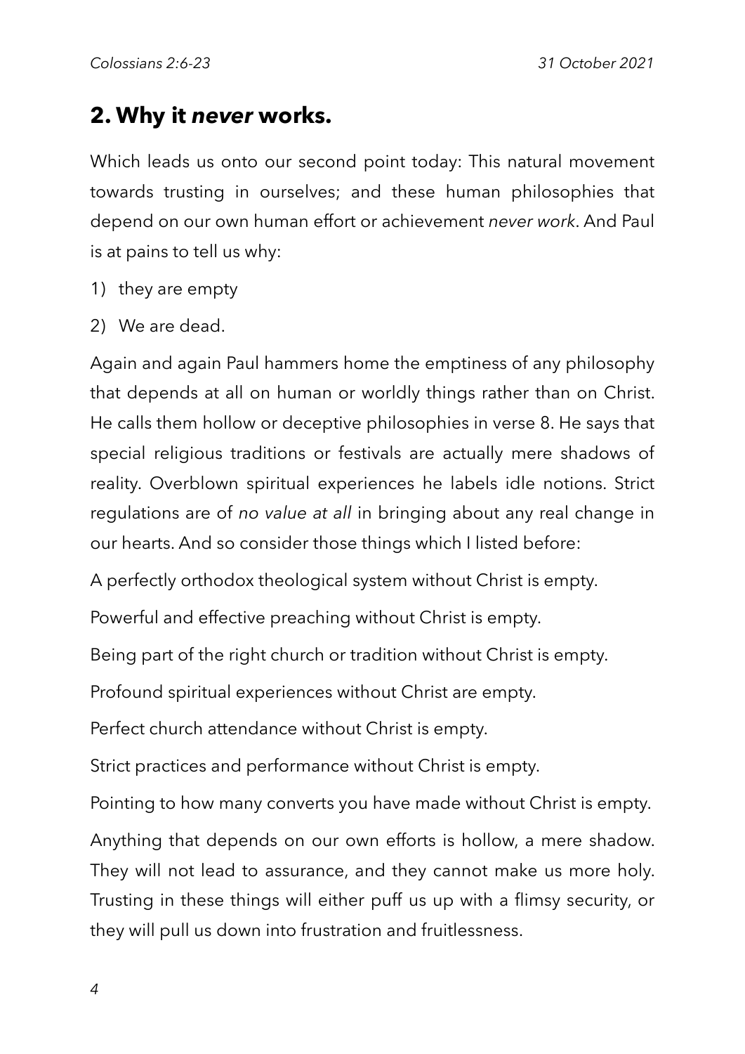## 2. Why it *never* works.

Which leads us onto our second point today: This natural movement towards trusting in ourselves; and these human philosophies that depend on our own human effort or achievement *never work*. And Paul is at pains to tell us why:

1) they are empty
2) We are dead.

Again and again Paul hammers home the emptiness of any philosophy that depends at all on human or worldly things rather than on Christ. He calls them hollow or deceptive philosophies in verse 8. He says that special religious traditions or festivals are actually mere shadows of reality. Overblown spiritual experiences he labels idle notions. Strict regulations are of *no value at all* in bringing about any real change in our hearts. And so consider those things which I listed before:

A perfectly orthodox theological system without Christ is empty.

Powerful and effective preaching without Christ is empty.

Being part of the right church or tradition without Christ is empty.

Profound spiritual experiences without Christ are empty.

Perfect church attendance without Christ is empty.

Strict practices and performance without Christ is empty.

Pointing to how many converts you have made without Christ is empty.

Anything that depends on our own efforts is hollow, a mere shadow. They will not lead to assurance, and they cannot make us more holy. Trusting in these things will either puff us up with a flimsy security, or they will pull us down into frustration and fruitlessness.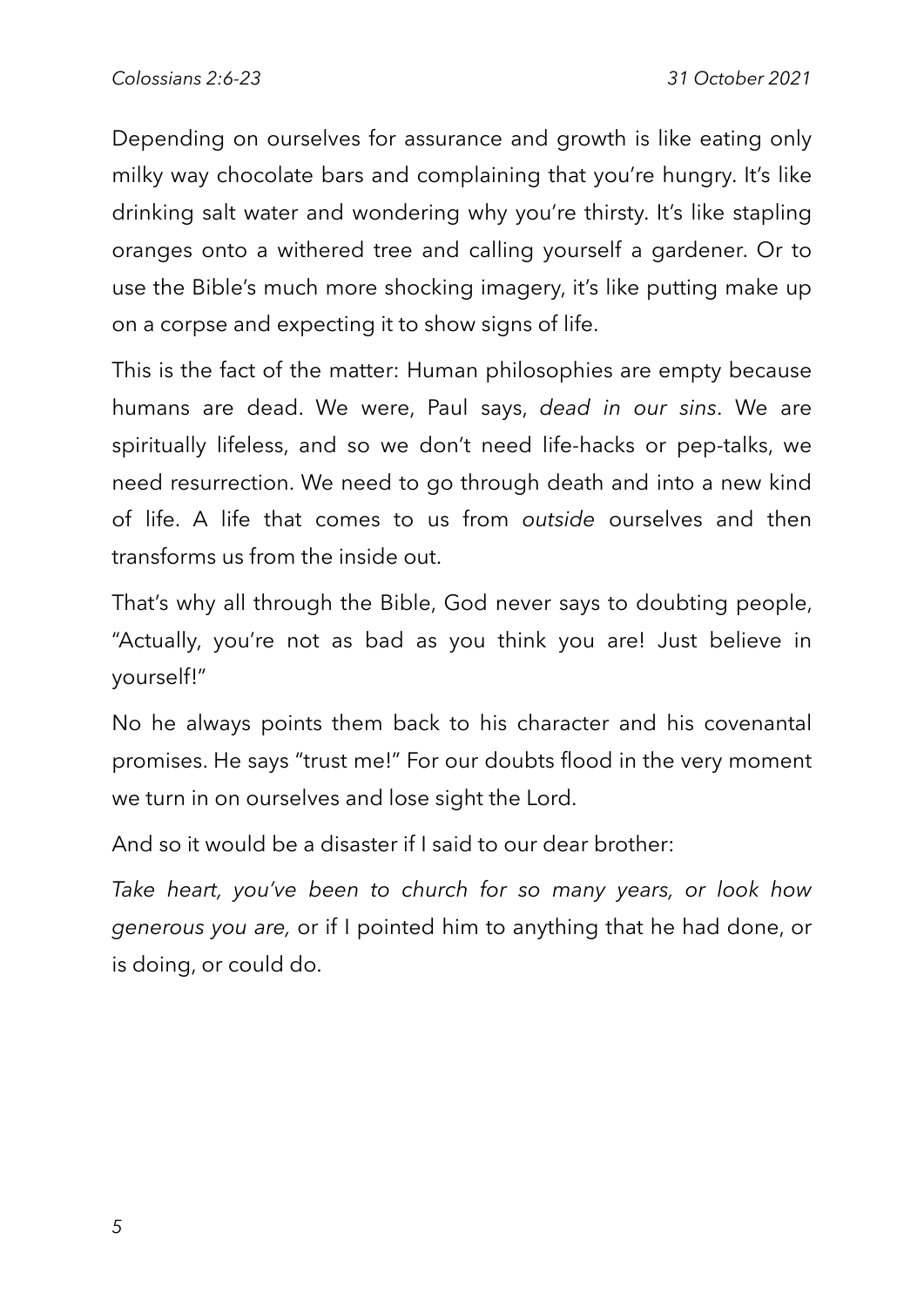Depending on ourselves for assurance and growth is like eating only milky way chocolate bars and complaining that you're hungry. It's like drinking salt water and wondering why you're thirsty. It's like stapling oranges onto a withered tree and calling yourself a gardener. Or to use the Bible's much more shocking imagery, it's like putting make up on a corpse and expecting it to show signs of life.

This is the fact of the matter: Human philosophies are empty because humans are dead. We were, Paul says, *dead in our sins*. We are spiritually lifeless, and so we don't need life-hacks or pep-talks, we need resurrection. We need to go through death and into a new kind of life. A life that comes to us from *outside* ourselves and then transforms us from the inside out.

That's why all through the Bible, God never says to doubting people, "Actually, you're not as bad as you think you are! Just believe in yourself!"

No he always points them back to his character and his covenantal promises. He says "trust me!" For our doubts flood in the very moment we turn in on ourselves and lose sight the Lord.

And so it would be a disaster if I said to our dear brother:

*Take heart, you've been to church for so many years, or look how generous you are,* or if I pointed him to anything that he had done, or is doing, or could do.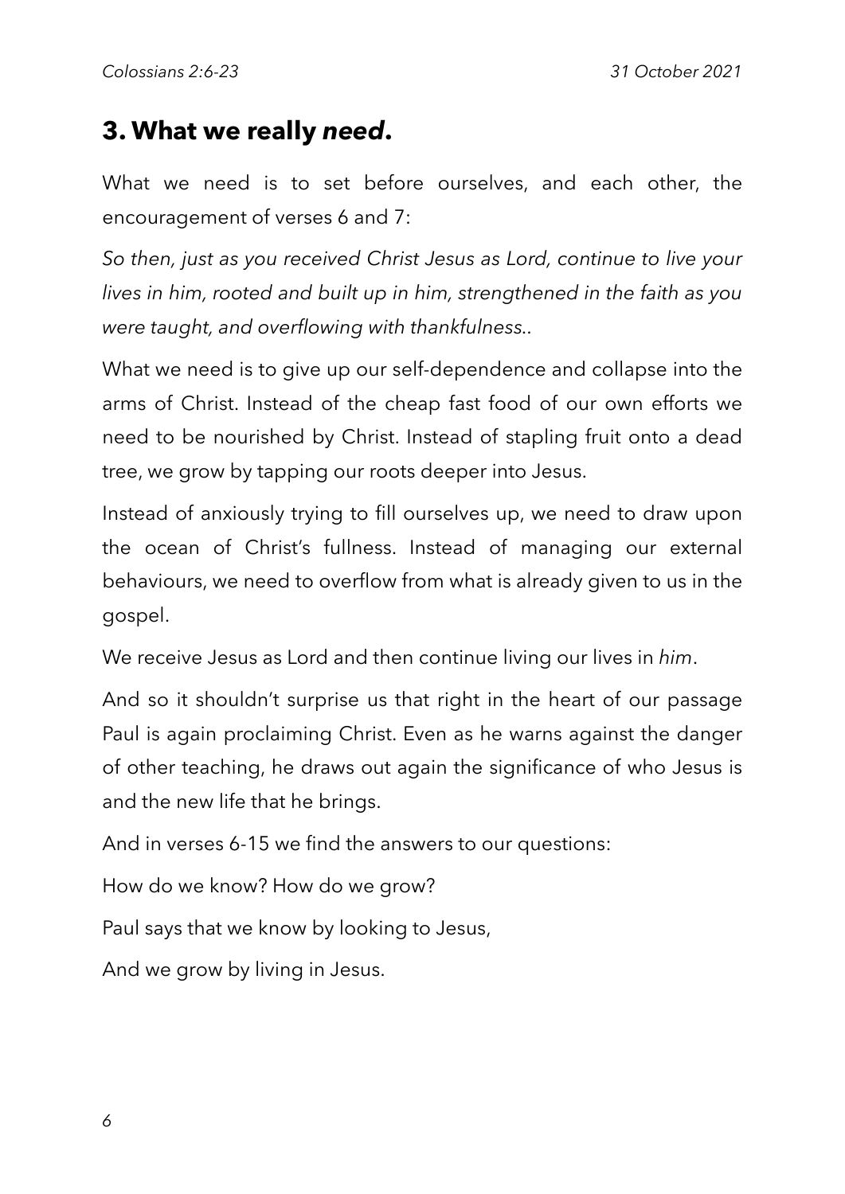## 3. What we really *need*.

What we need is to set before ourselves, and each other, the encouragement of verses 6 and 7:

*So then, just as you received Christ Jesus as Lord, continue to live your lives in him, rooted and built up in him, strengthened in the faith as you were taught, and overflowing with thankfulness..*

What we need is to give up our self-dependence and collapse into the arms of Christ. Instead of the cheap fast food of our own efforts we need to be nourished by Christ. Instead of stapling fruit onto a dead tree, we grow by tapping our roots deeper into Jesus.

Instead of anxiously trying to fill ourselves up, we need to draw upon the ocean of Christ's fullness. Instead of managing our external behaviours, we need to overflow from what is already given to us in the gospel.

We receive Jesus as Lord and then continue living our lives in *him*.

And so it shouldn't surprise us that right in the heart of our passage Paul is again proclaiming Christ. Even as he warns against the danger of other teaching, he draws out again the significance of who Jesus is and the new life that he brings.

And in verses 6-15 we find the answers to our questions:

How do we know? How do we grow?

Paul says that we know by looking to Jesus,

And we grow by living in Jesus.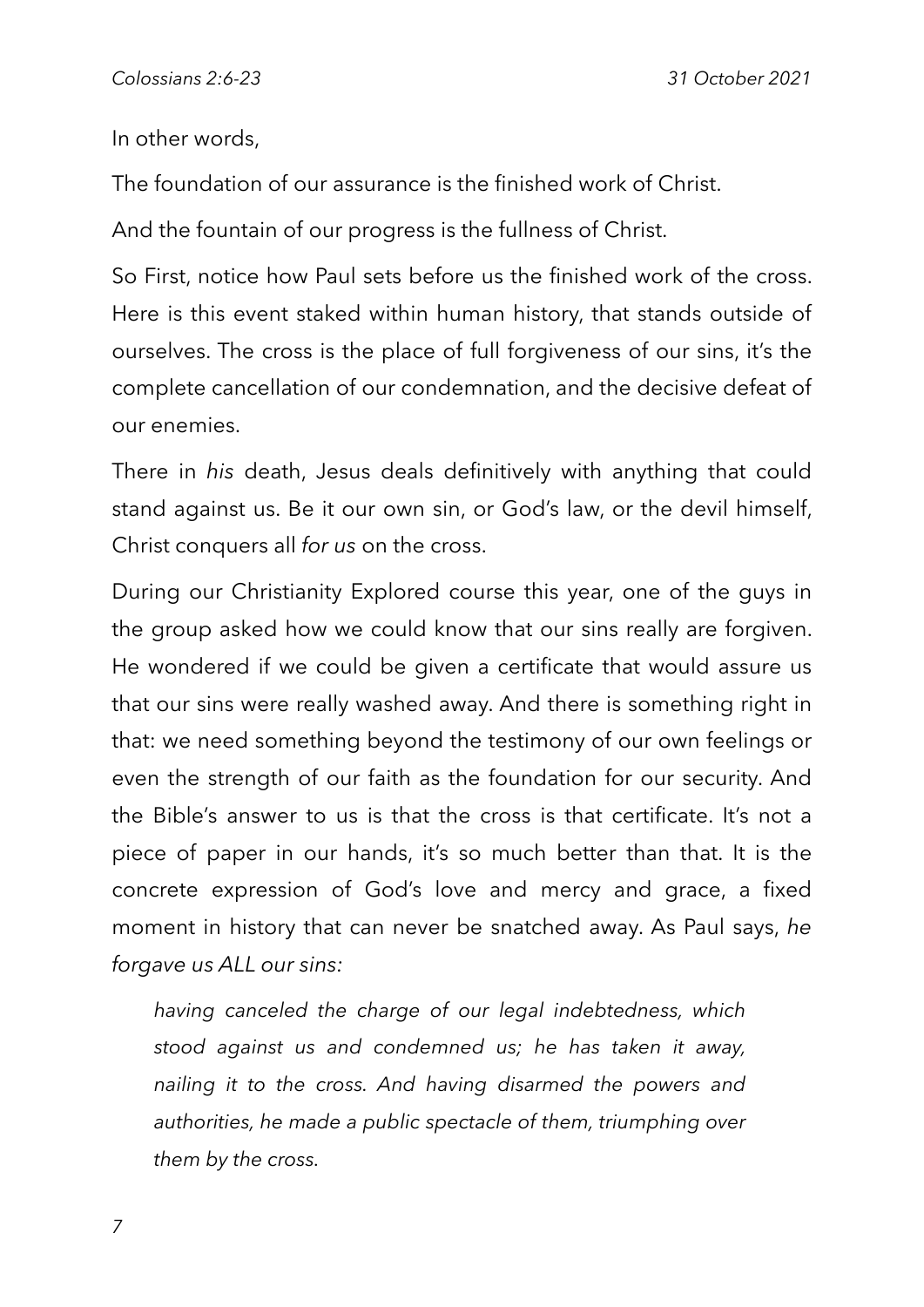In other words,

The foundation of our assurance is the finished work of Christ.

And the fountain of our progress is the fullness of Christ.

So First, notice how Paul sets before us the finished work of the cross. Here is this event staked within human history, that stands outside of ourselves. The cross is the place of full forgiveness of our sins, it's the complete cancellation of our condemnation, and the decisive defeat of our enemies.

There in *his* death, Jesus deals definitively with anything that could stand against us. Be it our own sin, or God's law, or the devil himself, Christ conquers all *for us* on the cross.

During our Christianity Explored course this year, one of the guys in the group asked how we could know that our sins really are forgiven. He wondered if we could be given a certificate that would assure us that our sins were really washed away. And there is something right in that: we need something beyond the testimony of our own feelings or even the strength of our faith as the foundation for our security. And the Bible's answer to us is that the cross is that certificate. It's not a piece of paper in our hands, it's so much better than that. It is the concrete expression of God's love and mercy and grace, a fixed moment in history that can never be snatched away. As Paul says, *he forgave us ALL our sins:*

> *having canceled the charge of our legal indebtedness, which stood against us and condemned us; he has taken it away, nailing it to the cross. And having disarmed the powers and authorities, he made a public spectacle of them, triumphing over them by the cross.*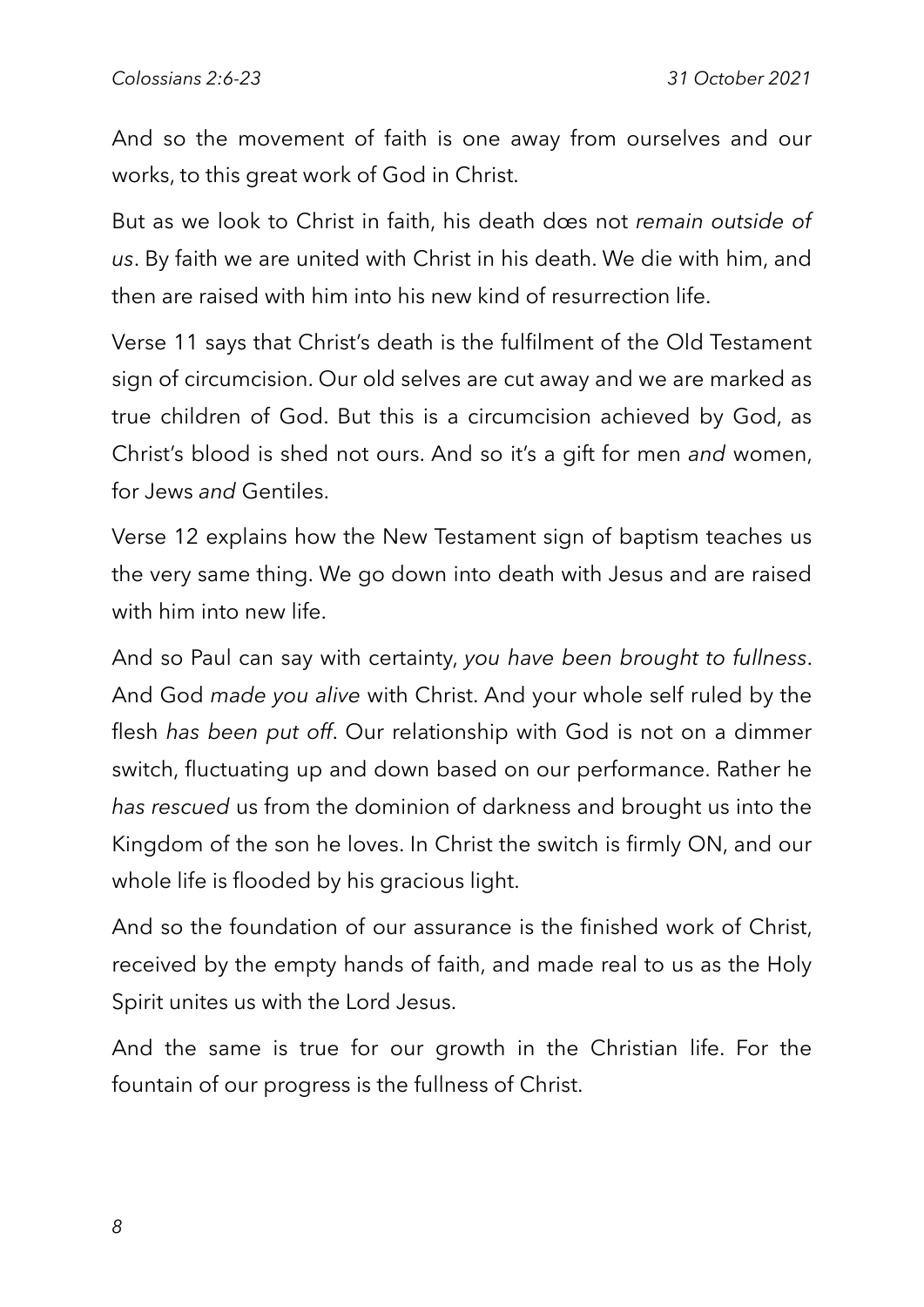And so the movement of faith is one away from ourselves and our works, to this great work of God in Christ.

But as we look to Christ in faith, his death dœs not *remain outside of us*. By faith we are united with Christ in his death. We die with him, and then are raised with him into his new kind of resurrection life.

Verse 11 says that Christ's death is the fulfilment of the Old Testament sign of circumcision. Our old selves are cut away and we are marked as true children of God. But this is a circumcision achieved by God, as Christ's blood is shed not ours. And so it's a gift for men *and* women, for Jews *and* Gentiles.

Verse 12 explains how the New Testament sign of baptism teaches us the very same thing. We go down into death with Jesus and are raised with him into new life.

And so Paul can say with certainty, *you have been brought to fullness*. And God *made you alive* with Christ. And your whole self ruled by the flesh *has been put off*. Our relationship with God is not on a dimmer switch, fluctuating up and down based on our performance. Rather he *has rescued* us from the dominion of darkness and brought us into the Kingdom of the son he loves. In Christ the switch is firmly ON, and our whole life is flooded by his gracious light.

And so the foundation of our assurance is the finished work of Christ, received by the empty hands of faith, and made real to us as the Holy Spirit unites us with the Lord Jesus.

And the same is true for our growth in the Christian life. For the fountain of our progress is the fullness of Christ.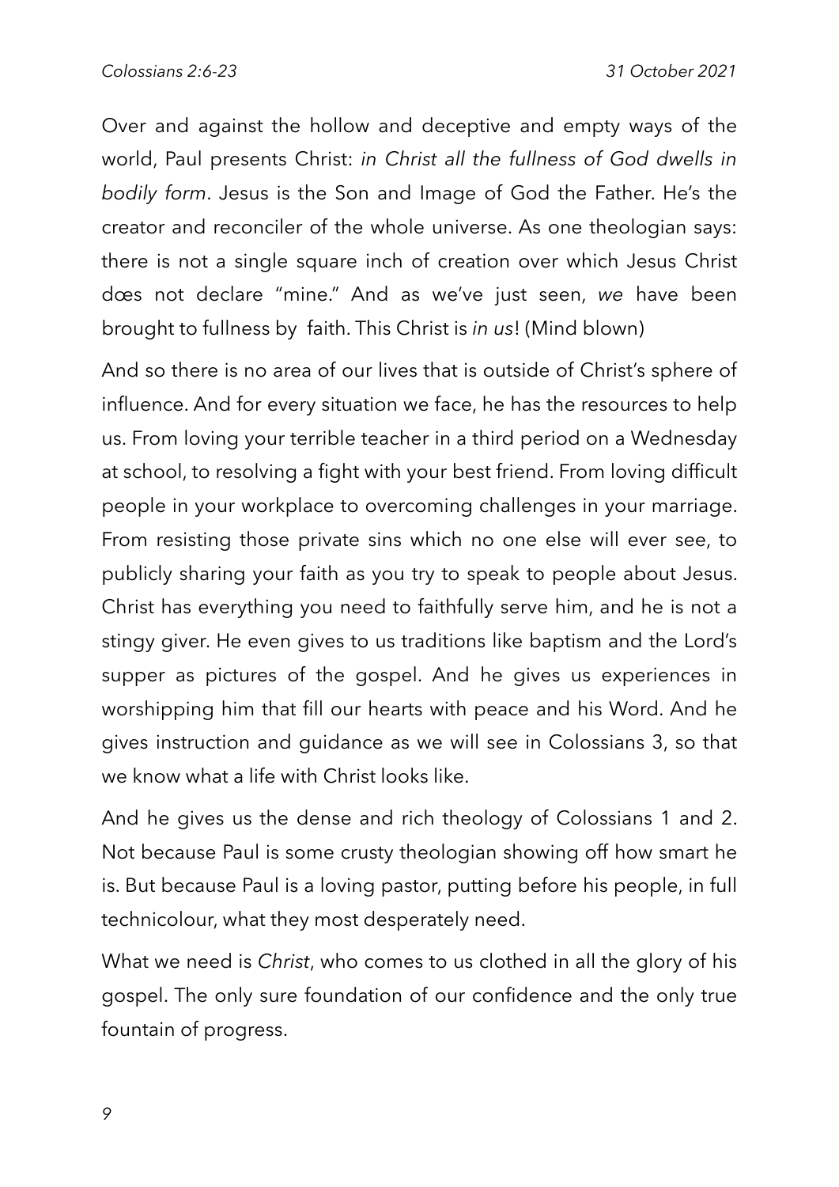Over and against the hollow and deceptive and empty ways of the world, Paul presents Christ: *in Christ all the fullness of God dwells in bodily form*. Jesus is the Son and Image of God the Father. He's the creator and reconciler of the whole universe. As one theologian says: there is not a single square inch of creation over which Jesus Christ dœs not declare "mine." And as we've just seen, *we* have been brought to fullness by faith. This Christ is *in us*! (Mind blown)

And so there is no area of our lives that is outside of Christ's sphere of influence. And for every situation we face, he has the resources to help us. From loving your terrible teacher in a third period on a Wednesday at school, to resolving a fight with your best friend. From loving difficult people in your workplace to overcoming challenges in your marriage. From resisting those private sins which no one else will ever see, to publicly sharing your faith as you try to speak to people about Jesus. Christ has everything you need to faithfully serve him, and he is not a stingy giver. He even gives to us traditions like baptism and the Lord's supper as pictures of the gospel. And he gives us experiences in worshipping him that fill our hearts with peace and his Word. And he gives instruction and guidance as we will see in Colossians 3, so that we know what a life with Christ looks like.

And he gives us the dense and rich theology of Colossians 1 and 2. Not because Paul is some crusty theologian showing off how smart he is. But because Paul is a loving pastor, putting before his people, in full technicolour, what they most desperately need.

What we need is *Christ*, who comes to us clothed in all the glory of his gospel. The only sure foundation of our confidence and the only true fountain of progress.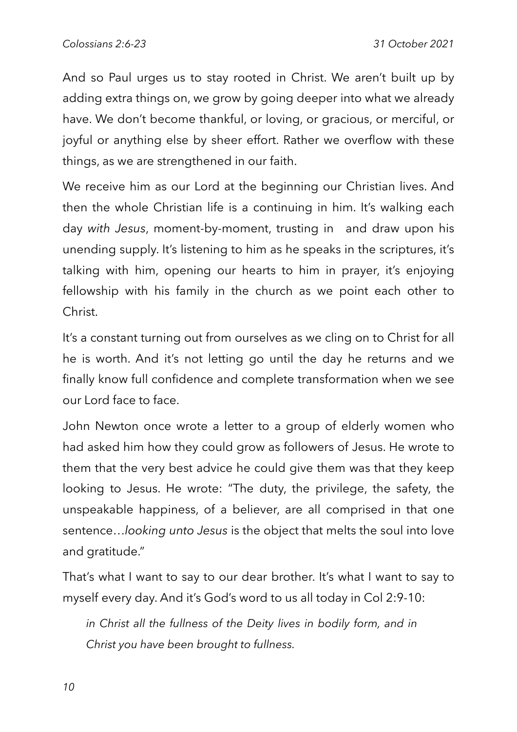And so Paul urges us to stay rooted in Christ. We aren't built up by adding extra things on, we grow by going deeper into what we already have. We don't become thankful, or loving, or gracious, or merciful, or joyful or anything else by sheer effort. Rather we overflow with these things, as we are strengthened in our faith.

We receive him as our Lord at the beginning our Christian lives. And then the whole Christian life is a continuing in him. It's walking each day *with Jesus*, moment-by-moment, trusting in  and draw upon his unending supply. It's listening to him as he speaks in the scriptures, it's talking with him, opening our hearts to him in prayer, it's enjoying fellowship with his family in the church as we point each other to Christ.

It's a constant turning out from ourselves as we cling on to Christ for all he is worth. And it's not letting go until the day he returns and we finally know full confidence and complete transformation when we see our Lord face to face.

John Newton once wrote a letter to a group of elderly women who had asked him how they could grow as followers of Jesus. He wrote to them that the very best advice he could give them was that they keep looking to Jesus. He wrote: "The duty, the privilege, the safety, the unspeakable happiness, of a believer, are all comprised in that one sentence…*looking unto Jesus* is the object that melts the soul into love and gratitude."

That's what I want to say to our dear brother. It's what I want to say to myself every day. And it's God's word to us all today in Col 2:9-10:

> *in Christ all the fullness of the Deity lives in bodily form, and in Christ you have been brought to fullness.*